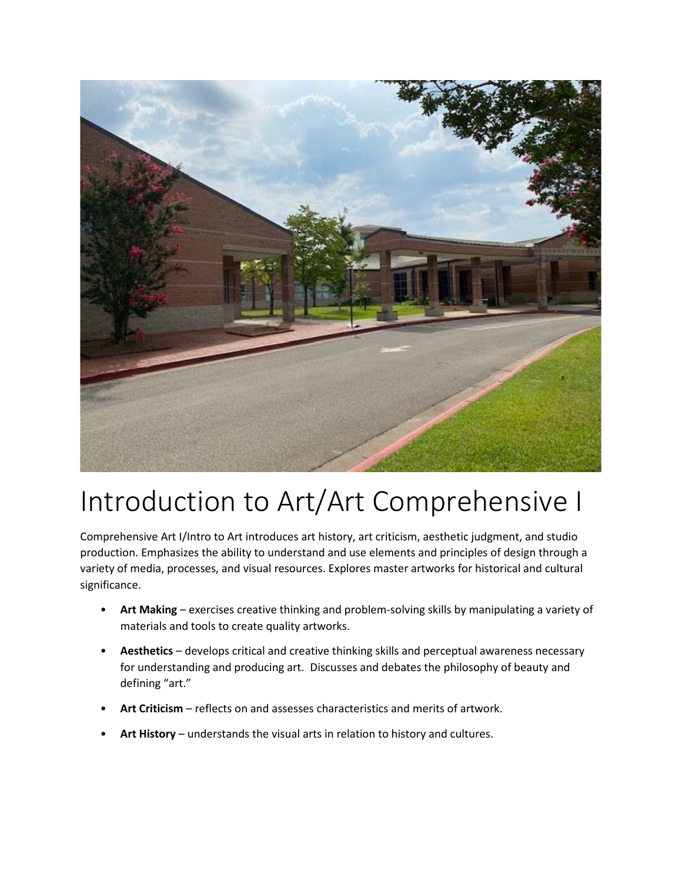# Introduction to Art/Art Comprehensive I

Comprehensive Art I/Intro to Art introduces art history, art criticism, aesthetic judgment, and studio production. Emphasizes the ability to understand and use elements and principles of design through a variety of media, processes, and visual resources. Explores master artworks for historical and cultural significance.

- **Art Making** – exercises creative thinking and problem-solving skills by manipulating a variety of materials and tools to create quality artworks.
- **Aesthetics** – develops critical and creative thinking skills and perceptual awareness necessary for understanding and producing art. Discusses and debates the philosophy of beauty and defining "art."
- **Art Criticism** – reflects on and assesses characteristics and merits of artwork.
- **Art History** – understands the visual arts in relation to history and cultures.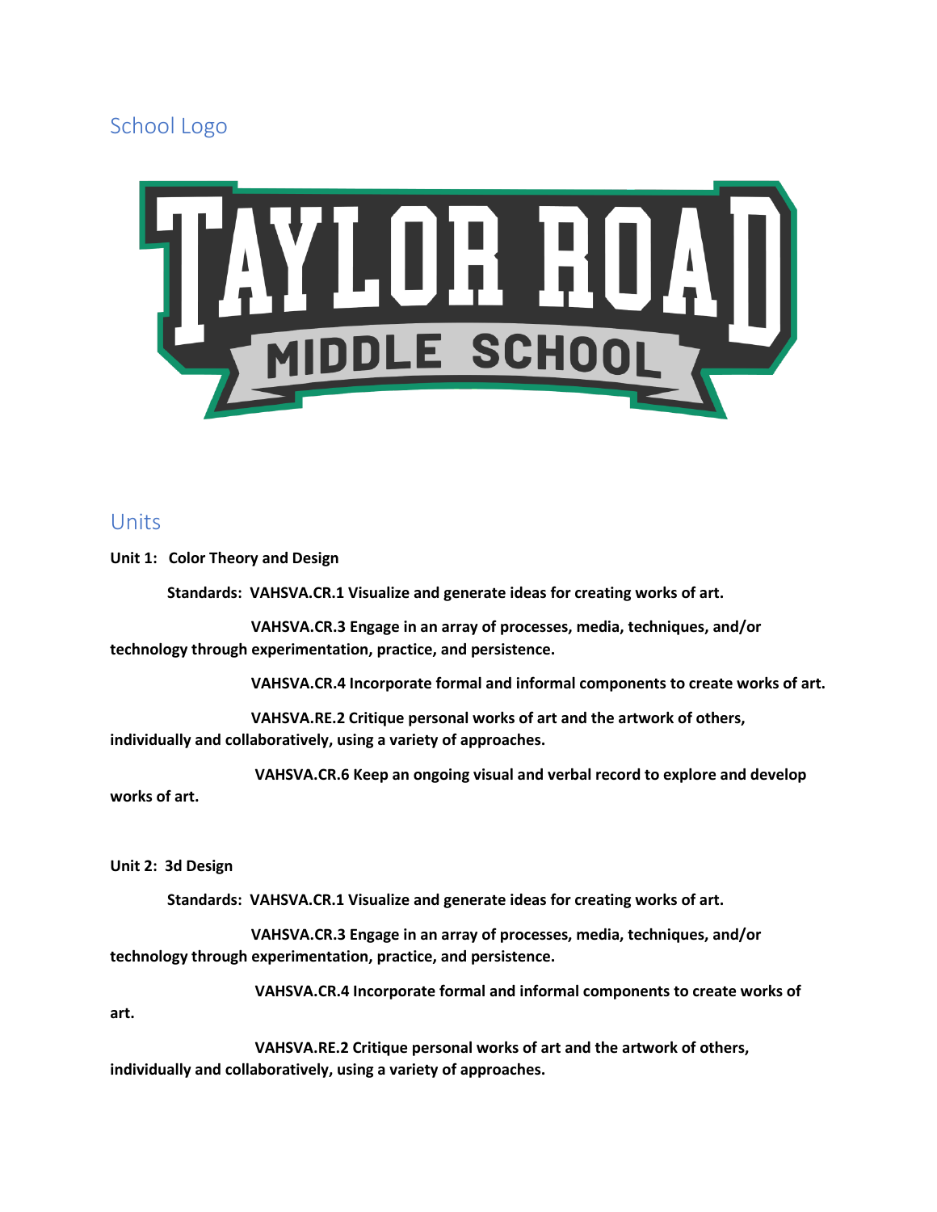## School Logo

## Units

**Unit 1: Color Theory and Design**

**Standards: VAHSVA.CR.1 Visualize and generate ideas for creating works of art.**

**VAHSVA.CR.3 Engage in an array of processes, media, techniques, and/or technology through experimentation, practice, and persistence.**

**VAHSVA.CR.4 Incorporate formal and informal components to create works of art.**

**VAHSVA.RE.2 Critique personal works of art and the artwork of others, individually and collaboratively, using a variety of approaches.**

**VAHSVA.CR.6 Keep an ongoing visual and verbal record to explore and develop works of art.**

**Unit 2: 3d Design**

**Standards: VAHSVA.CR.1 Visualize and generate ideas for creating works of art.**

**VAHSVA.CR.3 Engage in an array of processes, media, techniques, and/or technology through experimentation, practice, and persistence.**

**VAHSVA.CR.4 Incorporate formal and informal components to create works of art.**

**VAHSVA.RE.2 Critique personal works of art and the artwork of others, individually and collaboratively, using a variety of approaches.**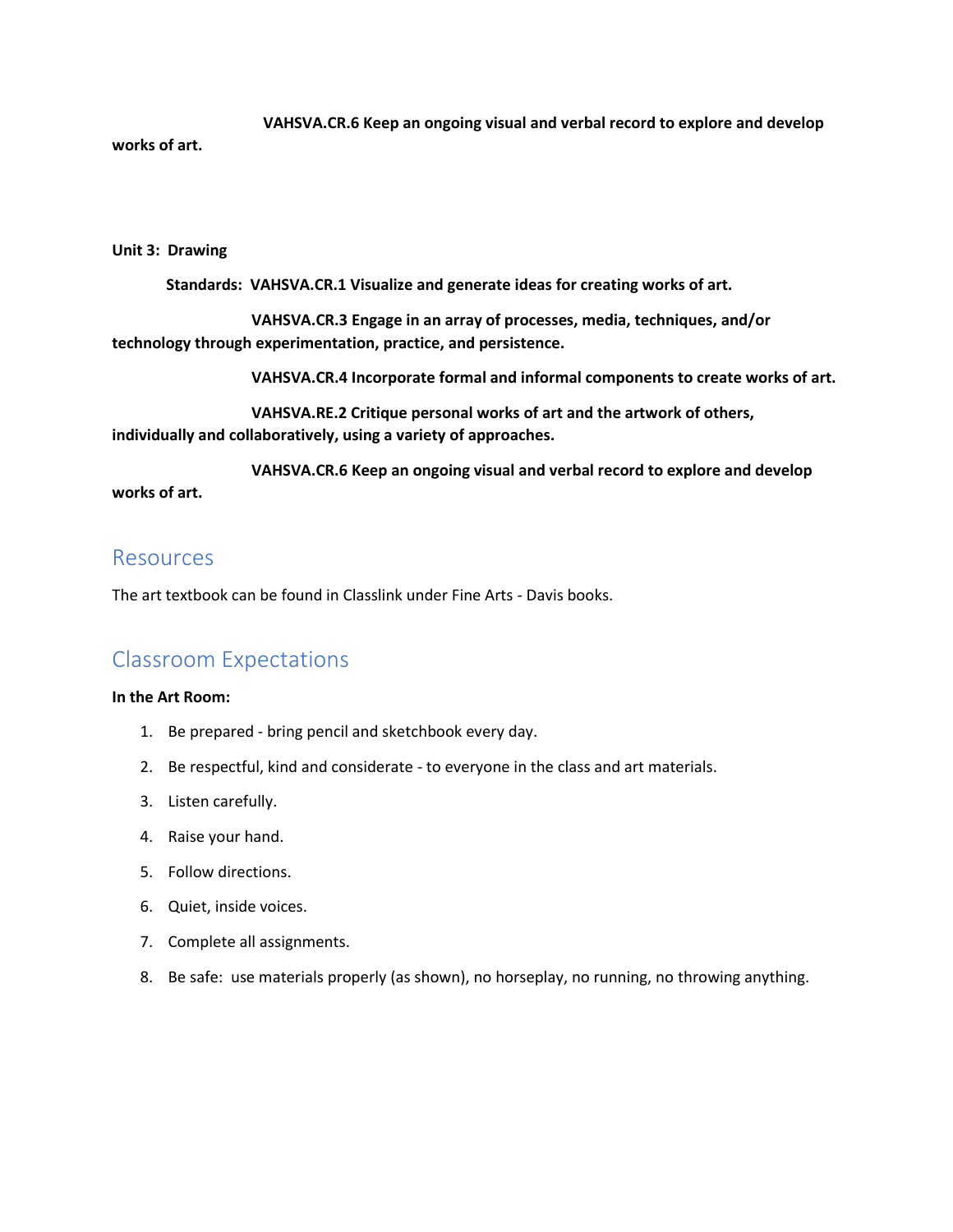**VAHSVA.CR.6 Keep an ongoing visual and verbal record to explore and develop works of art.**

**Unit 3: Drawing**

**Standards: VAHSVA.CR.1 Visualize and generate ideas for creating works of art.**

**VAHSVA.CR.3 Engage in an array of processes, media, techniques, and/or technology through experimentation, practice, and persistence.**

**VAHSVA.CR.4 Incorporate formal and informal components to create works of art.**

**VAHSVA.RE.2 Critique personal works of art and the artwork of others, individually and collaboratively, using a variety of approaches.**

**VAHSVA.CR.6 Keep an ongoing visual and verbal record to explore and develop works of art.**

## Resources

The art textbook can be found in Classlink under Fine Arts - Davis books.

## Classroom Expectations

**In the Art Room:**

1. Be prepared - bring pencil and sketchbook every day.
2. Be respectful, kind and considerate - to everyone in the class and art materials.
3. Listen carefully.
4. Raise your hand.
5. Follow directions.
6. Quiet, inside voices.
7. Complete all assignments.
8. Be safe: use materials properly (as shown), no horseplay, no running, no throwing anything.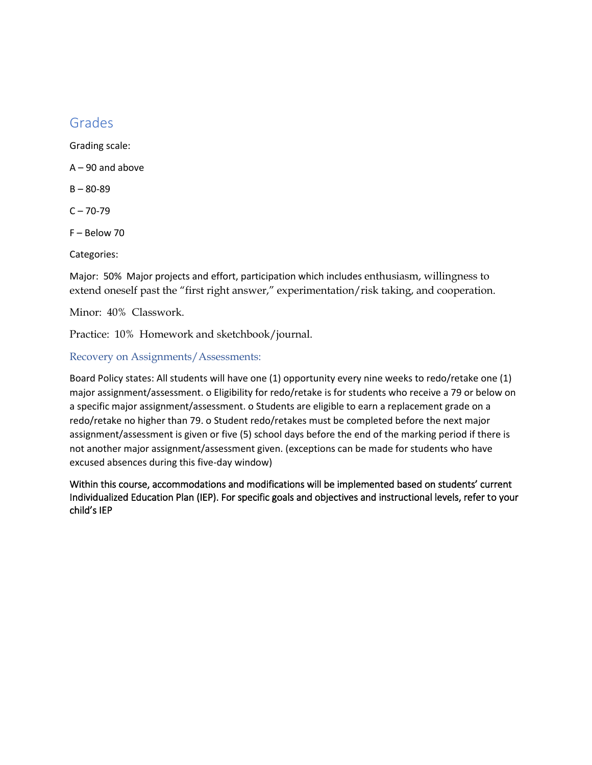## Grades

Grading scale:

A – 90 and above

B – 80-89

C – 70-79

F – Below 70

Categories:

Major: 50% Major projects and effort, participation which includes enthusiasm, willingness to extend oneself past the "first right answer," experimentation/risk taking, and cooperation.

Minor: 40% Classwork.

Practice: 10% Homework and sketchbook/journal.

### Recovery on Assignments/Assessments:

Board Policy states: All students will have one (1) opportunity every nine weeks to redo/retake one (1) major assignment/assessment. o Eligibility for redo/retake is for students who receive a 79 or below on a specific major assignment/assessment. o Students are eligible to earn a replacement grade on a redo/retake no higher than 79. o Student redo/retakes must be completed before the next major assignment/assessment is given or five (5) school days before the end of the marking period if there is not another major assignment/assessment given. (exceptions can be made for students who have excused absences during this five-day window)

Within this course, accommodations and modifications will be implemented based on students' current Individualized Education Plan (IEP). For specific goals and objectives and instructional levels, refer to your child's IEP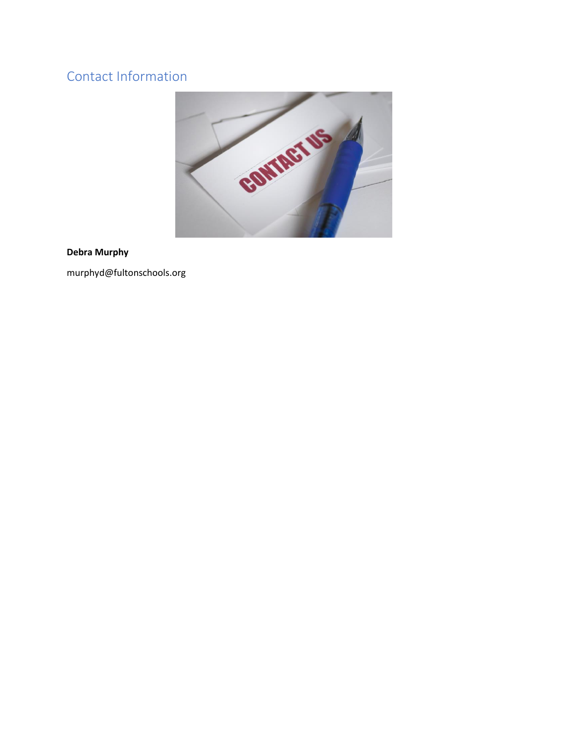## Contact Information

**Debra Murphy**

murphyd@fultonschools.org